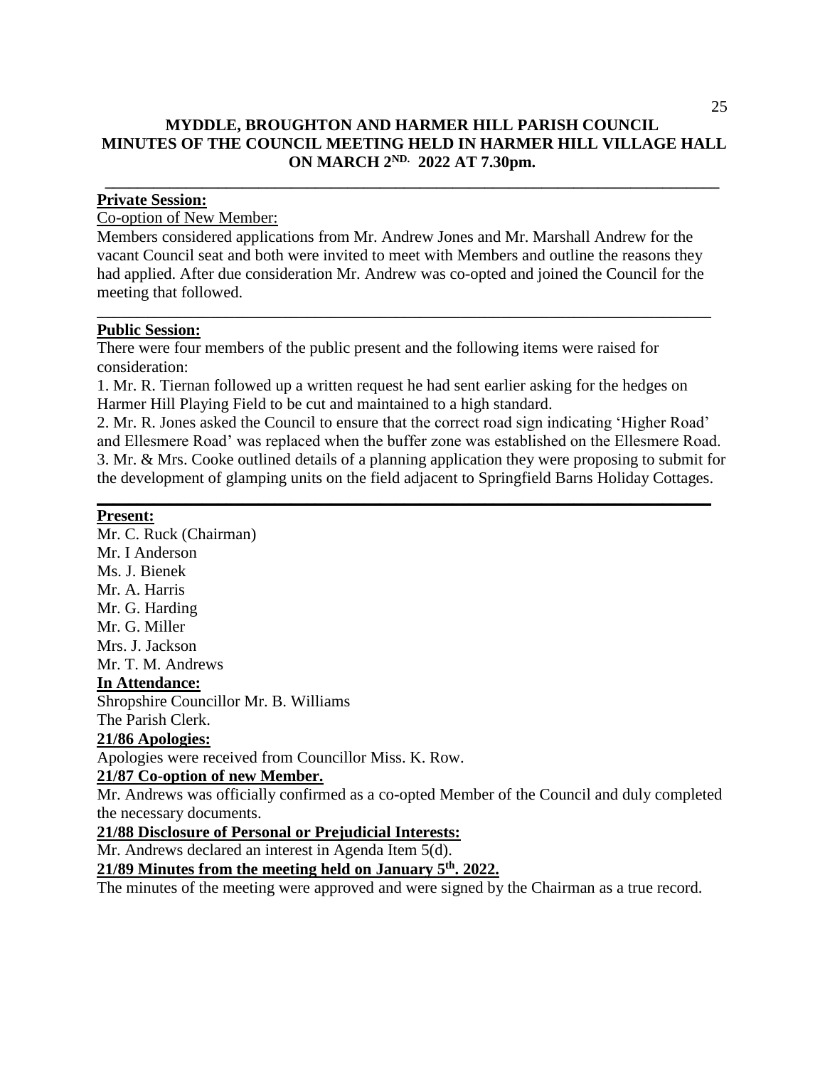# MYDDLE, BROUGHTON AND HARMER HILL PARISH COUNCIL
# MINUTES OF THE COUNCIL MEETING HELD IN HARMER HILL VILLAGE HALL ON MARCH 2ND. 2022 AT 7.30pm.

---

**Private Session:**

Co-option of New Member:

Members considered applications from Mr. Andrew Jones and Mr. Marshall Andrew for the vacant Council seat and both were invited to meet with Members and outline the reasons they had applied. After due consideration Mr. Andrew was co-opted and joined the Council for the meeting that followed.

---

**Public Session:**

There were four members of the public present and the following items were raised for consideration:

1. Mr. R. Tiernan followed up a written request he had sent earlier asking for the hedges on Harmer Hill Playing Field to be cut and maintained to a high standard.
2. Mr. R. Jones asked the Council to ensure that the correct road sign indicating 'Higher Road' and Ellesmere Road' was replaced when the buffer zone was established on the Ellesmere Road.
3. Mr. & Mrs. Cooke outlined details of a planning application they were proposing to submit for the development of glamping units on the field adjacent to Springfield Barns Holiday Cottages.

---

**Present:**

Mr. C. Ruck (Chairman)
Mr. I Anderson
Ms. J. Bienek
Mr. A. Harris
Mr. G. Harding
Mr. G. Miller
Mrs. J. Jackson
Mr. T. M. Andrews

**In Attendance:**

Shropshire Councillor Mr. B. Williams
The Parish Clerk.

**21/86 Apologies:**

Apologies were received from Councillor Miss. K. Row.

**21/87 Co-option of new Member.**

Mr. Andrews was officially confirmed as a co-opted Member of the Council and duly completed the necessary documents.

**21/88 Disclosure of Personal or Prejudicial Interests:**

Mr. Andrews declared an interest in Agenda Item 5(d).

**21/89 Minutes from the meeting held on January 5th. 2022.**

The minutes of the meeting were approved and were signed by the Chairman as a true record.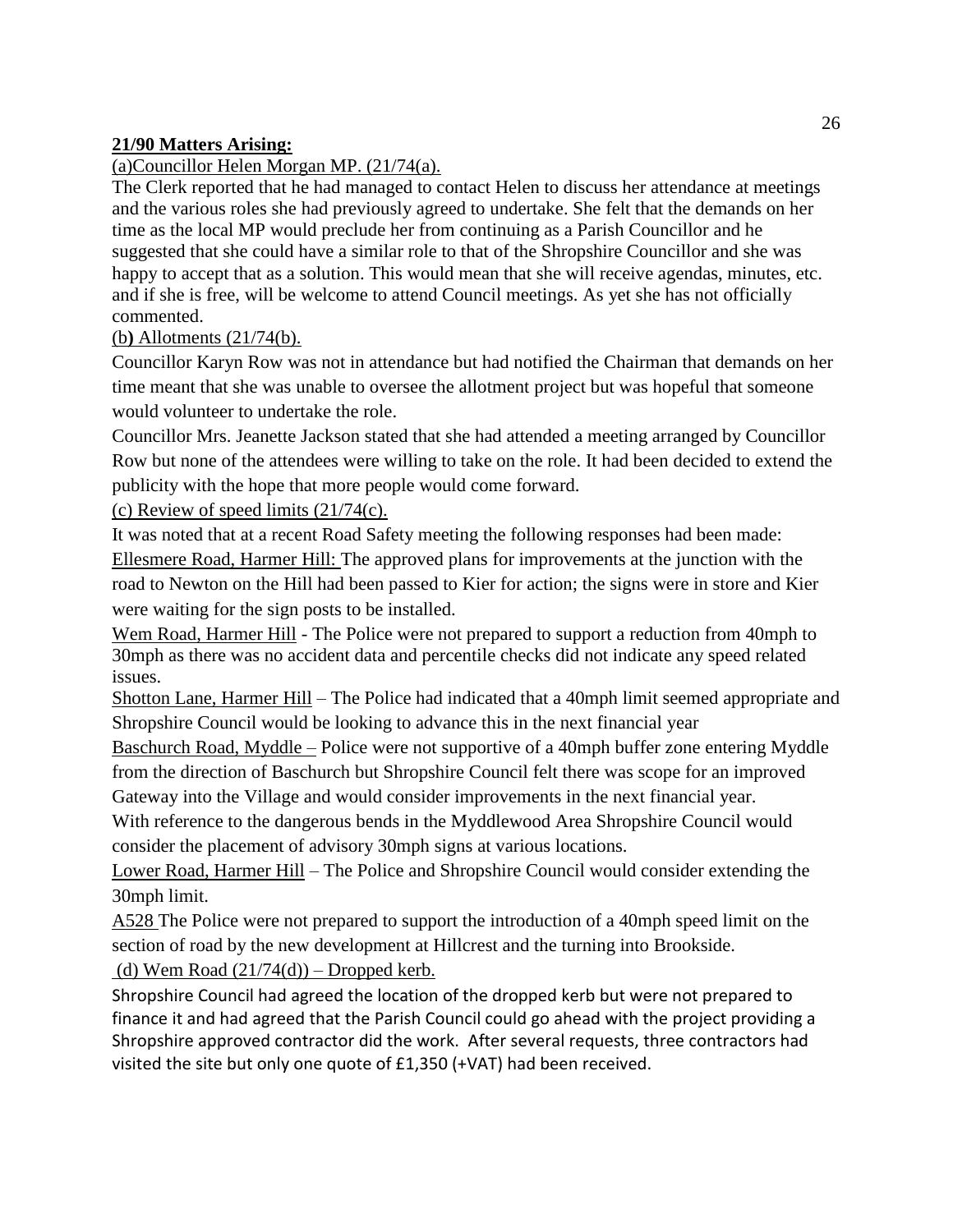**21/90 Matters Arising:**

(a)Councillor Helen Morgan MP. (21/74(a).

The Clerk reported that he had managed to contact Helen to discuss her attendance at meetings and the various roles she had previously agreed to undertake. She felt that the demands on her time as the local MP would preclude her from continuing as a Parish Councillor and he suggested that she could have a similar role to that of the Shropshire Councillor and she was happy to accept that as a solution. This would mean that she will receive agendas, minutes, etc. and if she is free, will be welcome to attend Council meetings. As yet she has not officially commented.

(b**)** Allotments (21/74(b).

Councillor Karyn Row was not in attendance but had notified the Chairman that demands on her time meant that she was unable to oversee the allotment project but was hopeful that someone would volunteer to undertake the role.

Councillor Mrs. Jeanette Jackson stated that she had attended a meeting arranged by Councillor Row but none of the attendees were willing to take on the role. It had been decided to extend the publicity with the hope that more people would come forward.

(c) Review of speed limits (21/74(c).

It was noted that at a recent Road Safety meeting the following responses had been made:

Ellesmere Road, Harmer Hill: The approved plans for improvements at the junction with the road to Newton on the Hill had been passed to Kier for action; the signs were in store and Kier were waiting for the sign posts to be installed.

Wem Road, Harmer Hill - The Police were not prepared to support a reduction from 40mph to 30mph as there was no accident data and percentile checks did not indicate any speed related issues.

Shotton Lane, Harmer Hill – The Police had indicated that a 40mph limit seemed appropriate and Shropshire Council would be looking to advance this in the next financial year

Baschurch Road, Myddle – Police were not supportive of a 40mph buffer zone entering Myddle from the direction of Baschurch but Shropshire Council felt there was scope for an improved Gateway into the Village and would consider improvements in the next financial year.

With reference to the dangerous bends in the Myddlewood Area Shropshire Council would consider the placement of advisory 30mph signs at various locations.

Lower Road, Harmer Hill – The Police and Shropshire Council would consider extending the 30mph limit.

A528 The Police were not prepared to support the introduction of a 40mph speed limit on the section of road by the new development at Hillcrest and the turning into Brookside.

(d) Wem Road (21/74(d)) – Dropped kerb.

Shropshire Council had agreed the location of the dropped kerb but were not prepared to finance it and had agreed that the Parish Council could go ahead with the project providing a Shropshire approved contractor did the work. After several requests, three contractors had visited the site but only one quote of £1,350 (+VAT) had been received.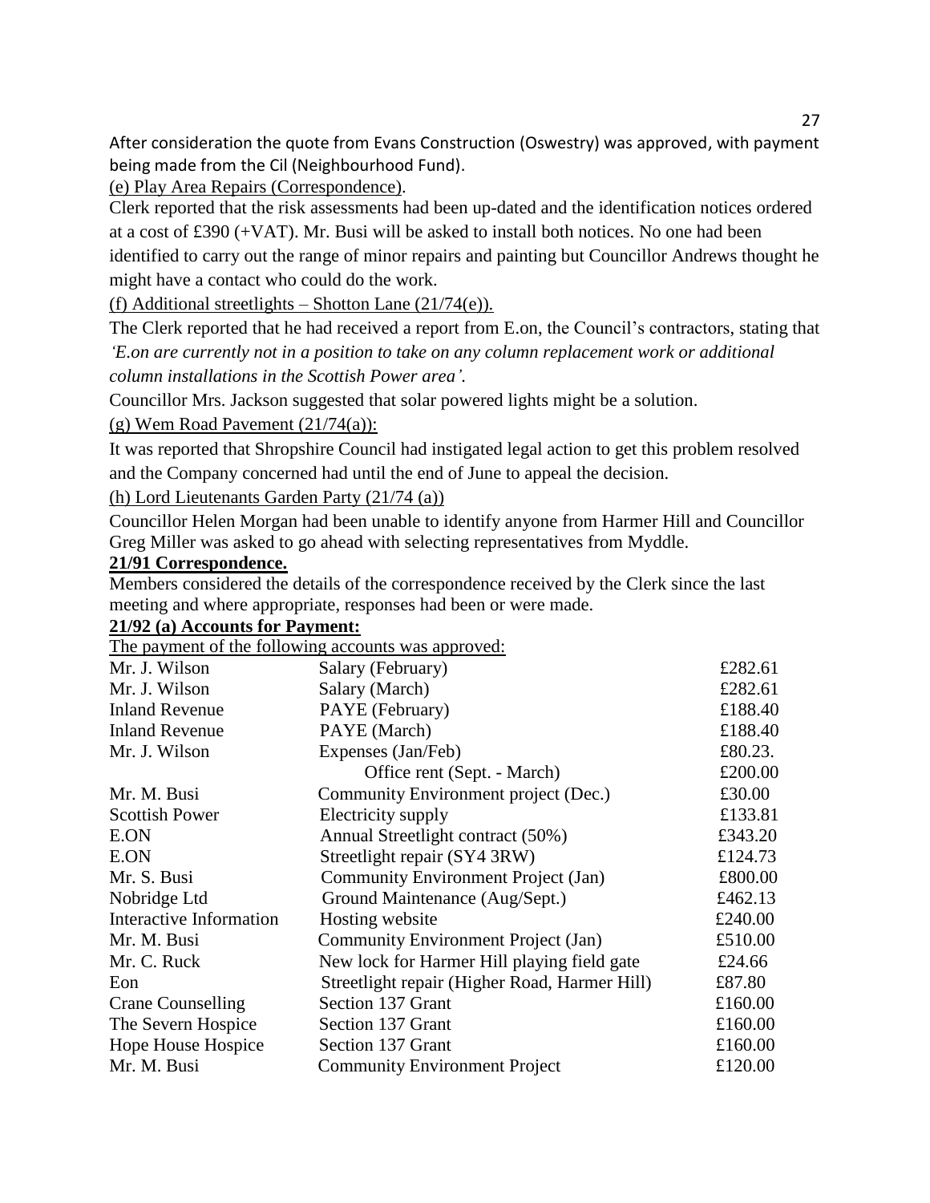After consideration the quote from Evans Construction (Oswestry) was approved, with payment being made from the Cil (Neighbourhood Fund).

(e) Play Area Repairs (Correspondence).

Clerk reported that the risk assessments had been up-dated and the identification notices ordered at a cost of £390 (+VAT). Mr. Busi will be asked to install both notices. No one had been identified to carry out the range of minor repairs and painting but Councillor Andrews thought he might have a contact who could do the work.

(f) Additional streetlights – Shotton Lane (21/74(e)).

The Clerk reported that he had received a report from E.on, the Council's contractors, stating that *'E.on are currently not in a position to take on any column replacement work or additional column installations in the Scottish Power area'.*

Councillor Mrs. Jackson suggested that solar powered lights might be a solution.

(g) Wem Road Pavement (21/74(a)):

It was reported that Shropshire Council had instigated legal action to get this problem resolved and the Company concerned had until the end of June to appeal the decision.

(h) Lord Lieutenants Garden Party (21/74 (a))

Councillor Helen Morgan had been unable to identify anyone from Harmer Hill and Councillor Greg Miller was asked to go ahead with selecting representatives from Myddle.

**21/91 Correspondence.**

Members considered the details of the correspondence received by the Clerk since the last meeting and where appropriate, responses had been or were made.

**21/92 (a) Accounts for Payment:**

The payment of the following accounts was approved:

| | | |
|---|---|---|
| Mr. J. Wilson | Salary (February) | £282.61 |
| Mr. J. Wilson | Salary (March) | £282.61 |
| Inland Revenue | PAYE (February) | £188.40 |
| Inland Revenue | PAYE (March) | £188.40 |
| Mr. J. Wilson | Expenses (Jan/Feb) | £80.23. |
| | Office rent (Sept. - March) | £200.00 |
| Mr. M. Busi | Community Environment project (Dec.) | £30.00 |
| Scottish Power | Electricity supply | £133.81 |
| E.ON | Annual Streetlight contract (50%) | £343.20 |
| E.ON | Streetlight repair (SY4 3RW) | £124.73 |
| Mr. S. Busi | Community Environment Project (Jan) | £800.00 |
| Nobridge Ltd | Ground Maintenance (Aug/Sept.) | £462.13 |
| Interactive Information | Hosting website | £240.00 |
| Mr. M. Busi | Community Environment Project (Jan) | £510.00 |
| Mr. C. Ruck | New lock for Harmer Hill playing field gate | £24.66 |
| Eon | Streetlight repair (Higher Road, Harmer Hill) | £87.80 |
| Crane Counselling | Section 137 Grant | £160.00 |
| The Severn Hospice | Section 137 Grant | £160.00 |
| Hope House Hospice | Section 137 Grant | £160.00 |
| Mr. M. Busi | Community Environment Project | £120.00 |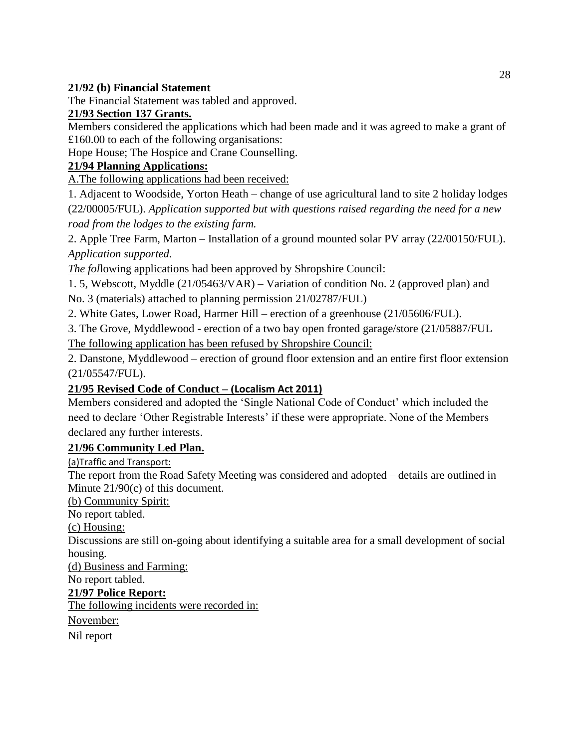**21/92 (b) Financial Statement**

The Financial Statement was tabled and approved.

**21/93 Section 137 Grants.**

Members considered the applications which had been made and it was agreed to make a grant of £160.00 to each of the following organisations:

Hope House; The Hospice and Crane Counselling.

**21/94 Planning Applications:**

A.The following applications had been received:

1. Adjacent to Woodside, Yorton Heath – change of use agricultural land to site 2 holiday lodges (22/00005/FUL). *Application supported but with questions raised regarding the need for a new road from the lodges to the existing farm.*

2. Apple Tree Farm, Marton – Installation of a ground mounted solar PV array (22/00150/FUL). *Application supported.*

*The fol*lowing applications had been approved by Shropshire Council:

1. 5, Webscott, Myddle (21/05463/VAR) – Variation of condition No. 2 (approved plan) and No. 3 (materials) attached to planning permission 21/02787/FUL)

2. White Gates, Lower Road, Harmer Hill – erection of a greenhouse (21/05606/FUL).

3. The Grove, Myddlewood - erection of a two bay open fronted garage/store (21/05887/FUL

The following application has been refused by Shropshire Council:

2. Danstone, Myddlewood – erection of ground floor extension and an entire first floor extension (21/05547/FUL).

**21/95 Revised Code of Conduct – (Localism Act 2011)**

Members considered and adopted the 'Single National Code of Conduct' which included the need to declare 'Other Registrable Interests' if these were appropriate. None of the Members declared any further interests.

**21/96 Community Led Plan.**

(a)Traffic and Transport:

The report from the Road Safety Meeting was considered and adopted – details are outlined in Minute 21/90(c) of this document.

(b) Community Spirit:

No report tabled.

(c) Housing:

Discussions are still on-going about identifying a suitable area for a small development of social housing.

(d) Business and Farming:

No report tabled.

**21/97 Police Report:**

The following incidents were recorded in:

November:

Nil report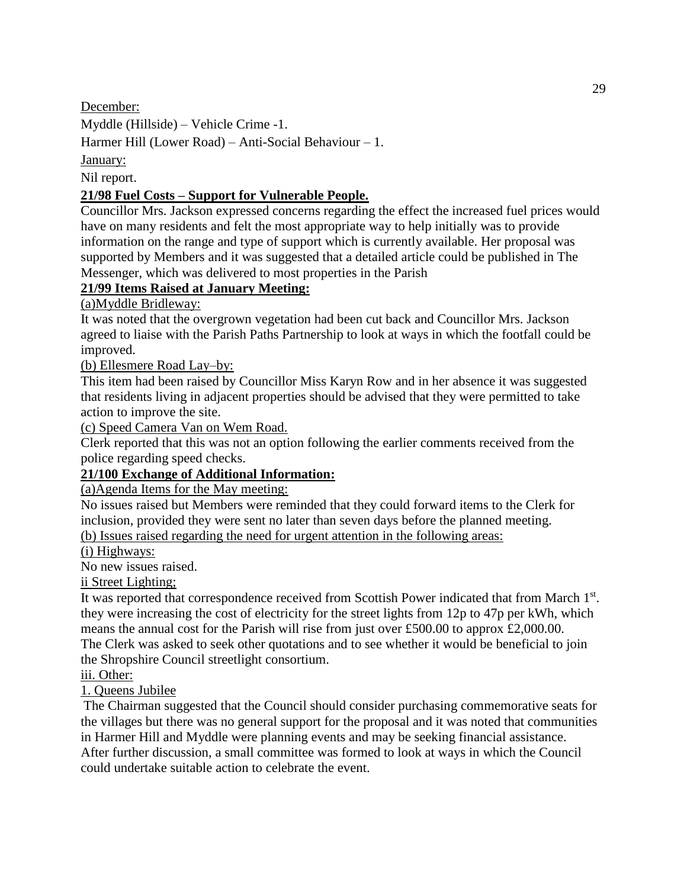December:

Myddle (Hillside) – Vehicle Crime -1.

Harmer Hill (Lower Road) – Anti-Social Behaviour – 1.

January:

Nil report.

**21/98 Fuel Costs – Support for Vulnerable People.**

Councillor Mrs. Jackson expressed concerns regarding the effect the increased fuel prices would have on many residents and felt the most appropriate way to help initially was to provide information on the range and type of support which is currently available. Her proposal was supported by Members and it was suggested that a detailed article could be published in The Messenger, which was delivered to most properties in the Parish

**21/99 Items Raised at January Meeting:**

(a)Myddle Bridleway:

It was noted that the overgrown vegetation had been cut back and Councillor Mrs. Jackson agreed to liaise with the Parish Paths Partnership to look at ways in which the footfall could be improved.

(b) Ellesmere Road Lay–by:

This item had been raised by Councillor Miss Karyn Row and in her absence it was suggested that residents living in adjacent properties should be advised that they were permitted to take action to improve the site.

(c) Speed Camera Van on Wem Road.

Clerk reported that this was not an option following the earlier comments received from the police regarding speed checks.

**21/100 Exchange of Additional Information:**

(a)Agenda Items for the May meeting:

No issues raised but Members were reminded that they could forward items to the Clerk for inclusion, provided they were sent no later than seven days before the planned meeting.

(b) Issues raised regarding the need for urgent attention in the following areas:

(i) Highways:

No new issues raised.

ii Street Lighting;

It was reported that correspondence received from Scottish Power indicated that from March 1st. they were increasing the cost of electricity for the street lights from 12p to 47p per kWh, which means the annual cost for the Parish will rise from just over £500.00 to approx £2,000.00. The Clerk was asked to seek other quotations and to see whether it would be beneficial to join the Shropshire Council streetlight consortium.

iii. Other:

1. Queens Jubilee

The Chairman suggested that the Council should consider purchasing commemorative seats for the villages but there was no general support for the proposal and it was noted that communities in Harmer Hill and Myddle were planning events and may be seeking financial assistance. After further discussion, a small committee was formed to look at ways in which the Council could undertake suitable action to celebrate the event.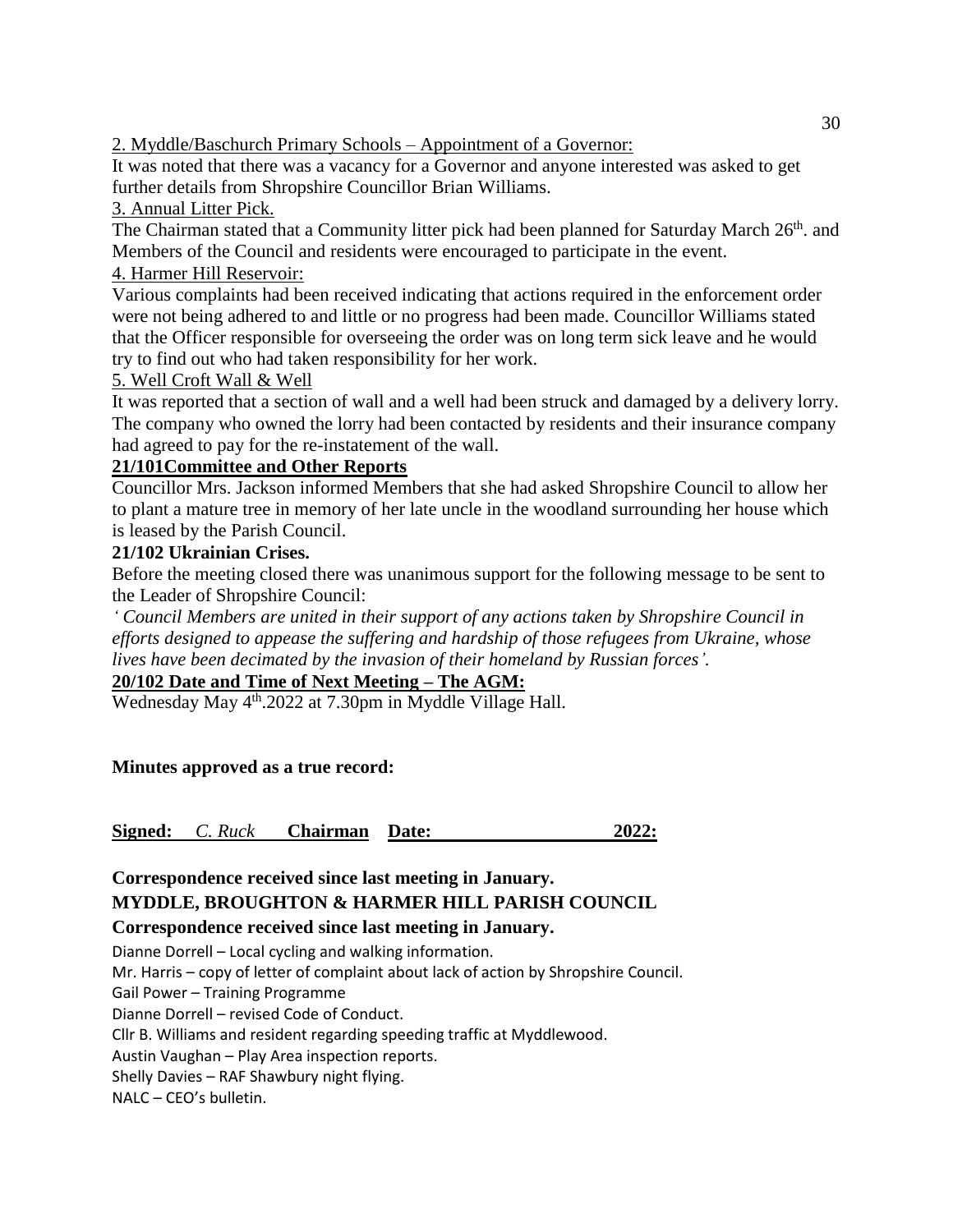2. Myddle/Baschurch Primary Schools – Appointment of a Governor:

It was noted that there was a vacancy for a Governor and anyone interested was asked to get further details from Shropshire Councillor Brian Williams.

3. Annual Litter Pick.

The Chairman stated that a Community litter pick had been planned for Saturday March 26th. and Members of the Council and residents were encouraged to participate in the event.

4. Harmer Hill Reservoir:

Various complaints had been received indicating that actions required in the enforcement order were not being adhered to and little or no progress had been made. Councillor Williams stated that the Officer responsible for overseeing the order was on long term sick leave and he would try to find out who had taken responsibility for her work.

5. Well Croft Wall & Well

It was reported that a section of wall and a well had been struck and damaged by a delivery lorry. The company who owned the lorry had been contacted by residents and their insurance company had agreed to pay for the re-instatement of the wall.

**21/101Committee and Other Reports**

Councillor Mrs. Jackson informed Members that she had asked Shropshire Council to allow her to plant a mature tree in memory of her late uncle in the woodland surrounding her house which is leased by the Parish Council.

**21/102 Ukrainian Crises.**

Before the meeting closed there was unanimous support for the following message to be sent to the Leader of Shropshire Council:

*' Council Members are united in their support of any actions taken by Shropshire Council in efforts designed to appease the suffering and hardship of those refugees from Ukraine, whose lives have been decimated by the invasion of their homeland by Russian forces'.*

**20/102 Date and Time of Next Meeting – The AGM:**

Wednesday May 4th.2022 at 7.30pm in Myddle Village Hall.

**Minutes approved as a true record:**

**Signed:** *C. Ruck* **Chairman Date: 2022:**

**Correspondence received since last meeting in January.**

**MYDDLE, BROUGHTON & HARMER HILL PARISH COUNCIL**

**Correspondence received since last meeting in January.**

Dianne Dorrell – Local cycling and walking information.
Mr. Harris – copy of letter of complaint about lack of action by Shropshire Council.
Gail Power – Training Programme
Dianne Dorrell – revised Code of Conduct.
Cllr B. Williams and resident regarding speeding traffic at Myddlewood.
Austin Vaughan – Play Area inspection reports.
Shelly Davies – RAF Shawbury night flying.
NALC – CEO's bulletin.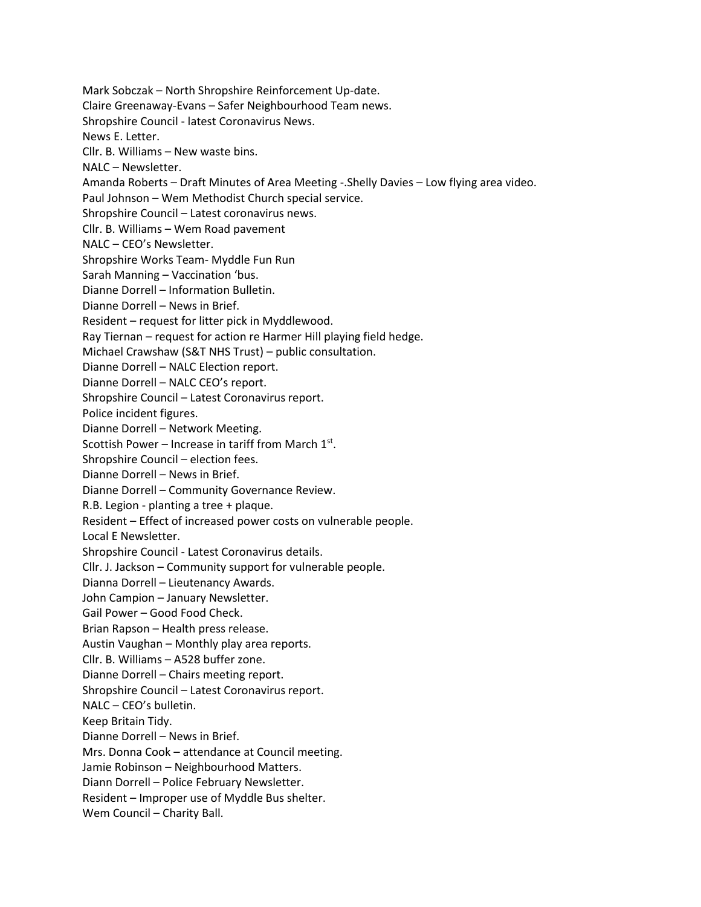Mark Sobczak – North Shropshire Reinforcement Up-date.
Claire Greenaway-Evans – Safer Neighbourhood Team news.
Shropshire Council - latest Coronavirus News.
News E. Letter.
Cllr. B. Williams – New waste bins.
NALC – Newsletter.
Amanda Roberts – Draft Minutes of Area Meeting -.Shelly Davies – Low flying area video.
Paul Johnson – Wem Methodist Church special service.
Shropshire Council – Latest coronavirus news.
Cllr. B. Williams – Wem Road pavement
NALC – CEO's Newsletter.
Shropshire Works Team- Myddle Fun Run
Sarah Manning – Vaccination 'bus.
Dianne Dorrell – Information Bulletin.
Dianne Dorrell – News in Brief.
Resident – request for litter pick in Myddlewood.
Ray Tiernan – request for action re Harmer Hill playing field hedge.
Michael Crawshaw (S&T NHS Trust) – public consultation.
Dianne Dorrell – NALC Election report.
Dianne Dorrell – NALC CEO's report.
Shropshire Council – Latest Coronavirus report.
Police incident figures.
Dianne Dorrell – Network Meeting.
Scottish Power – Increase in tariff from March 1st.
Shropshire Council – election fees.
Dianne Dorrell – News in Brief.
Dianne Dorrell – Community Governance Review.
R.B. Legion - planting a tree + plaque.
Resident – Effect of increased power costs on vulnerable people.
Local E Newsletter.
Shropshire Council - Latest Coronavirus details.
Cllr. J. Jackson – Community support for vulnerable people.
Dianna Dorrell – Lieutenancy Awards.
John Campion – January Newsletter.
Gail Power – Good Food Check.
Brian Rapson – Health press release.
Austin Vaughan – Monthly play area reports.
Cllr. B. Williams – A528 buffer zone.
Dianne Dorrell – Chairs meeting report.
Shropshire Council – Latest Coronavirus report.
NALC – CEO's bulletin.
Keep Britain Tidy.
Dianne Dorrell – News in Brief.
Mrs. Donna Cook – attendance at Council meeting.
Jamie Robinson – Neighbourhood Matters.
Diann Dorrell – Police February Newsletter.
Resident – Improper use of Myddle Bus shelter.
Wem Council – Charity Ball.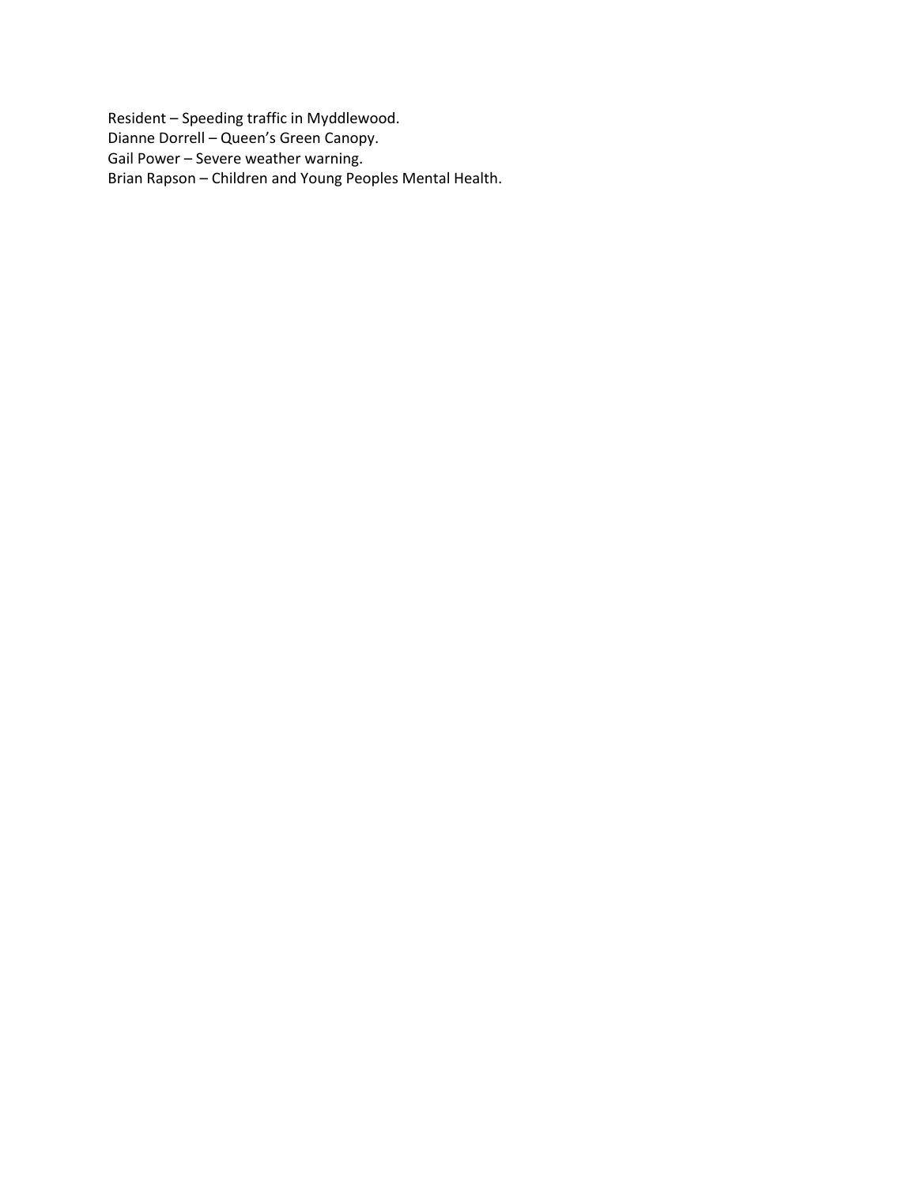Resident – Speeding traffic in Myddlewood.
Dianne Dorrell – Queen's Green Canopy.
Gail Power – Severe weather warning.
Brian Rapson – Children and Young Peoples Mental Health.